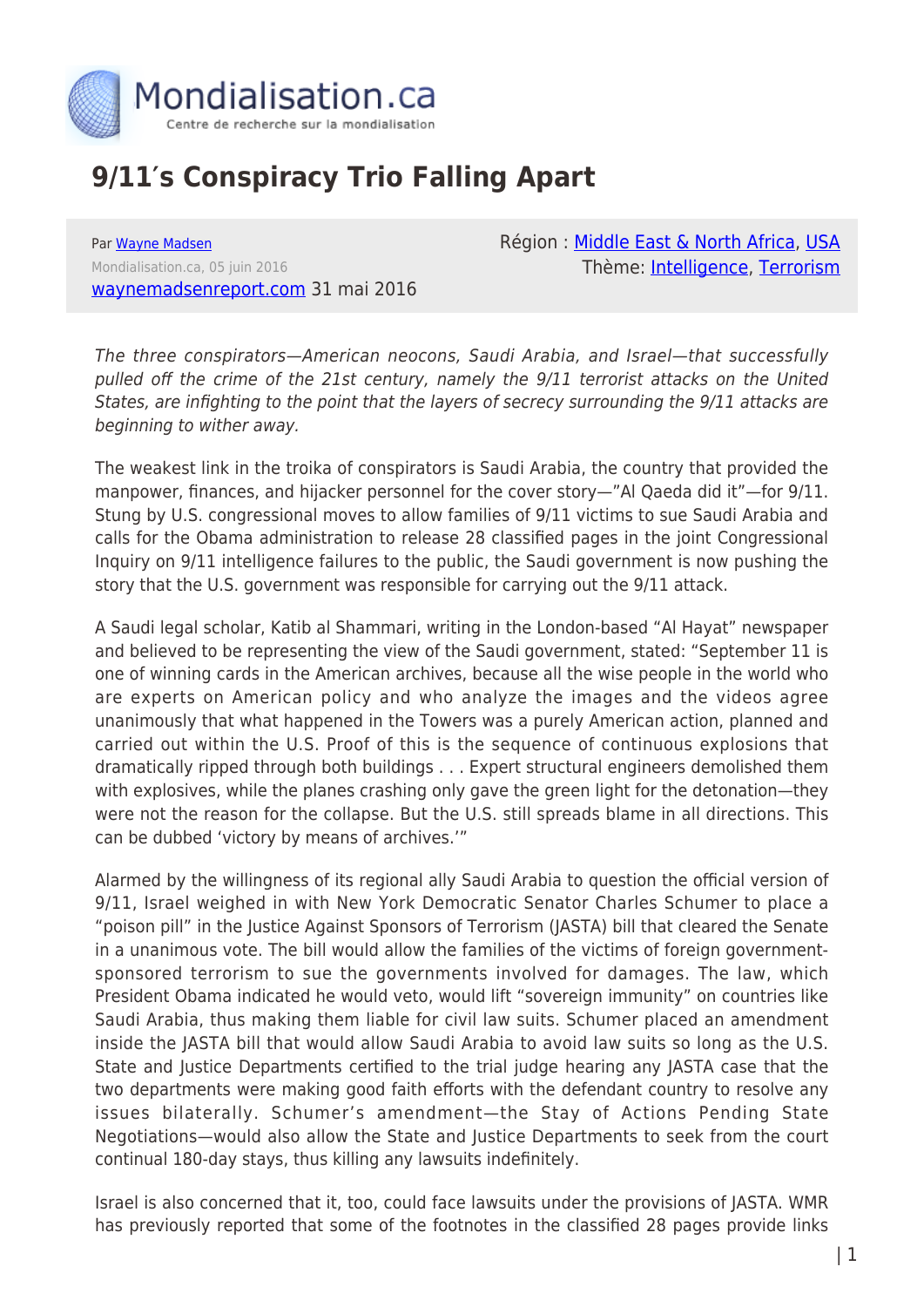# 9/11's Conspiracy Trio Falling Apart

Par Wayne Madsen
Mondialisation.ca, 05 juin 2016
waynemadsenreport.com 31 mai 2016

Région : Middle East & North Africa, USA
Thème: Intelligence, Terrorism

*The three conspirators—American neocons, Saudi Arabia, and Israel—that successfully pulled off the crime of the 21st century, namely the 9/11 terrorist attacks on the United States, are infighting to the point that the layers of secrecy surrounding the 9/11 attacks are beginning to wither away.*

The weakest link in the troika of conspirators is Saudi Arabia, the country that provided the manpower, finances, and hijacker personnel for the cover story—"Al Qaeda did it"—for 9/11. Stung by U.S. congressional moves to allow families of 9/11 victims to sue Saudi Arabia and calls for the Obama administration to release 28 classified pages in the joint Congressional Inquiry on 9/11 intelligence failures to the public, the Saudi government is now pushing the story that the U.S. government was responsible for carrying out the 9/11 attack.

A Saudi legal scholar, Katib al Shammari, writing in the London-based "Al Hayat" newspaper and believed to be representing the view of the Saudi government, stated: "September 11 is one of winning cards in the American archives, because all the wise people in the world who are experts on American policy and who analyze the images and the videos agree unanimously that what happened in the Towers was a purely American action, planned and carried out within the U.S. Proof of this is the sequence of continuous explosions that dramatically ripped through both buildings . . . Expert structural engineers demolished them with explosives, while the planes crashing only gave the green light for the detonation—they were not the reason for the collapse. But the U.S. still spreads blame in all directions. This can be dubbed 'victory by means of archives.'"

Alarmed by the willingness of its regional ally Saudi Arabia to question the official version of 9/11, Israel weighed in with New York Democratic Senator Charles Schumer to place a "poison pill" in the Justice Against Sponsors of Terrorism (JASTA) bill that cleared the Senate in a unanimous vote. The bill would allow the families of the victims of foreign government-sponsored terrorism to sue the governments involved for damages. The law, which President Obama indicated he would veto, would lift "sovereign immunity" on countries like Saudi Arabia, thus making them liable for civil law suits. Schumer placed an amendment inside the JASTA bill that would allow Saudi Arabia to avoid law suits so long as the U.S. State and Justice Departments certified to the trial judge hearing any JASTA case that the two departments were making good faith efforts with the defendant country to resolve any issues bilaterally. Schumer's amendment—the Stay of Actions Pending State Negotiations—would also allow the State and Justice Departments to seek from the court continual 180-day stays, thus killing any lawsuits indefinitely.

Israel is also concerned that it, too, could face lawsuits under the provisions of JASTA. WMR has previously reported that some of the footnotes in the classified 28 pages provide links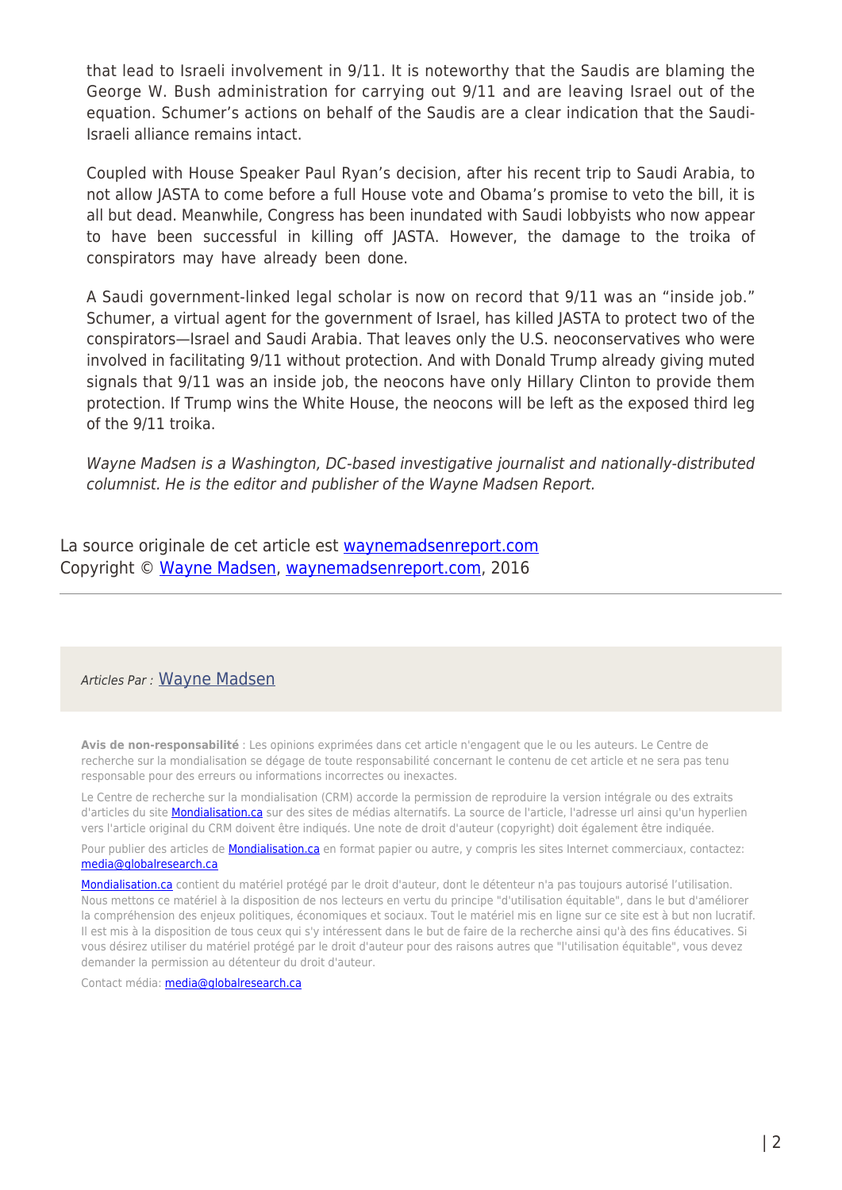that lead to Israeli involvement in 9/11. It is noteworthy that the Saudis are blaming the George W. Bush administration for carrying out 9/11 and are leaving Israel out of the equation. Schumer's actions on behalf of the Saudis are a clear indication that the Saudi-Israeli alliance remains intact.

Coupled with House Speaker Paul Ryan's decision, after his recent trip to Saudi Arabia, to not allow JASTA to come before a full House vote and Obama's promise to veto the bill, it is all but dead. Meanwhile, Congress has been inundated with Saudi lobbyists who now appear to have been successful in killing off JASTA. However, the damage to the troika of conspirators may have already been done.

A Saudi government-linked legal scholar is now on record that 9/11 was an "inside job." Schumer, a virtual agent for the government of Israel, has killed JASTA to protect two of the conspirators—Israel and Saudi Arabia. That leaves only the U.S. neoconservatives who were involved in facilitating 9/11 without protection. And with Donald Trump already giving muted signals that 9/11 was an inside job, the neocons have only Hillary Clinton to provide them protection. If Trump wins the White House, the neocons will be left as the exposed third leg of the 9/11 troika.

*Wayne Madsen is a Washington, DC-based investigative journalist and nationally-distributed columnist. He is the editor and publisher of the Wayne Madsen Report.*

La source originale de cet article est waynemadsenreport.com
Copyright © Wayne Madsen, waynemadsenreport.com, 2016

---

*Articles Par :* Wayne Madsen

**Avis de non-responsabilité** : Les opinions exprimées dans cet article n'engagent que le ou les auteurs. Le Centre de recherche sur la mondialisation se dégage de toute responsabilité concernant le contenu de cet article et ne sera pas tenu responsable pour des erreurs ou informations incorrectes ou inexactes.

Le Centre de recherche sur la mondialisation (CRM) accorde la permission de reproduire la version intégrale ou des extraits d'articles du site Mondialisation.ca sur des sites de médias alternatifs. La source de l'article, l'adresse url ainsi qu'un hyperlien vers l'article original du CRM doivent être indiqués. Une note de droit d'auteur (copyright) doit également être indiquée.

Pour publier des articles de Mondialisation.ca en format papier ou autre, y compris les sites Internet commerciaux, contactez: media@globalresearch.ca

Mondialisation.ca contient du matériel protégé par le droit d'auteur, dont le détenteur n'a pas toujours autorisé l'utilisation. Nous mettons ce matériel à la disposition de nos lecteurs en vertu du principe "d'utilisation équitable", dans le but d'améliorer la compréhension des enjeux politiques, économiques et sociaux. Tout le matériel mis en ligne sur ce site est à but non lucratif. Il est mis à la disposition de tous ceux qui s'y intéressent dans le but de faire de la recherche ainsi qu'à des fins éducatives. Si vous désirez utiliser du matériel protégé par le droit d'auteur pour des raisons autres que "l'utilisation équitable", vous devez demander la permission au détenteur du droit d'auteur.

Contact média: media@globalresearch.ca